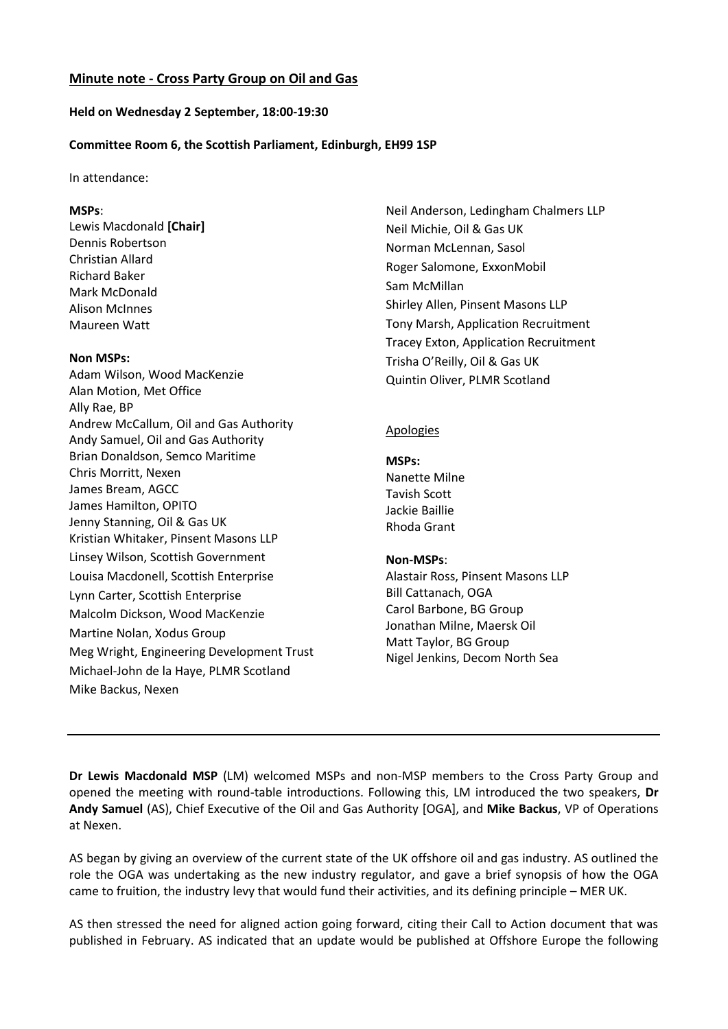**Minute note - Cross Party Group on Oil and Gas**

**Held on Wednesday 2 September, 18:00-19:30**

**Committee Room 6, the Scottish Parliament, Edinburgh, EH99 1SP**

In attendance:

**MSPs**:
Lewis Macdonald **[Chair]**
Dennis Robertson
Christian Allard
Richard Baker
Mark McDonald
Alison McInnes
Maureen Watt

**Non MSPs:**
Adam Wilson, Wood MacKenzie
Alan Motion, Met Office
Ally Rae, BP
Andrew McCallum, Oil and Gas Authority
Andy Samuel, Oil and Gas Authority
Brian Donaldson, Semco Maritime
Chris Morritt, Nexen
James Bream, AGCC
James Hamilton, OPITO
Jenny Stanning, Oil & Gas UK
Kristian Whitaker, Pinsent Masons LLP
Linsey Wilson, Scottish Government
Louisa Macdonell, Scottish Enterprise
Lynn Carter, Scottish Enterprise
Malcolm Dickson, Wood MacKenzie
Martine Nolan, Xodus Group
Meg Wright, Engineering Development Trust
Michael-John de la Haye, PLMR Scotland
Mike Backus, Nexen
Neil Anderson, Ledingham Chalmers LLP
Neil Michie, Oil & Gas UK
Norman McLennan, Sasol
Roger Salomone, ExxonMobil
Sam McMillan
Shirley Allen, Pinsent Masons LLP
Tony Marsh, Application Recruitment
Tracey Exton, Application Recruitment
Trisha O'Reilly, Oil & Gas UK
Quintin Oliver, PLMR Scotland

Apologies

**MSPs:**
Nanette Milne
Tavish Scott
Jackie Baillie
Rhoda Grant

**Non-MSPs**:
Alastair Ross, Pinsent Masons LLP
Bill Cattanach, OGA
Carol Barbone, BG Group
Jonathan Milne, Maersk Oil
Matt Taylor, BG Group
Nigel Jenkins, Decom North Sea

---

**Dr Lewis Macdonald MSP** (LM) welcomed MSPs and non-MSP members to the Cross Party Group and opened the meeting with round-table introductions. Following this, LM introduced the two speakers, **Dr Andy Samuel** (AS), Chief Executive of the Oil and Gas Authority [OGA], and **Mike Backus**, VP of Operations at Nexen.

AS began by giving an overview of the current state of the UK offshore oil and gas industry. AS outlined the role the OGA was undertaking as the new industry regulator, and gave a brief synopsis of how the OGA came to fruition, the industry levy that would fund their activities, and its defining principle – MER UK.

AS then stressed the need for aligned action going forward, citing their Call to Action document that was published in February. AS indicated that an update would be published at Offshore Europe the following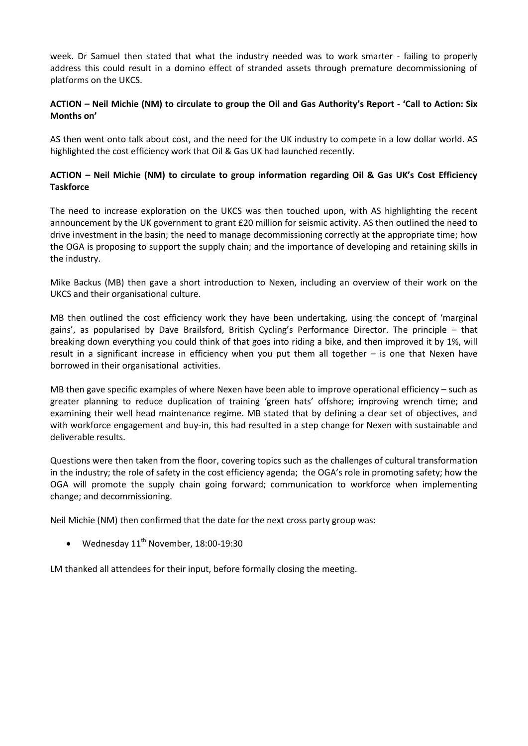week. Dr Samuel then stated that what the industry needed was to work smarter - failing to properly address this could result in a domino effect of stranded assets through premature decommissioning of platforms on the UKCS.

**ACTION – Neil Michie (NM) to circulate to group the Oil and Gas Authority's Report - 'Call to Action: Six Months on'**

AS then went onto talk about cost, and the need for the UK industry to compete in a low dollar world. AS highlighted the cost efficiency work that Oil & Gas UK had launched recently.

**ACTION – Neil Michie (NM) to circulate to group information regarding Oil & Gas UK's Cost Efficiency Taskforce**

The need to increase exploration on the UKCS was then touched upon, with AS highlighting the recent announcement by the UK government to grant £20 million for seismic activity. AS then outlined the need to drive investment in the basin; the need to manage decommissioning correctly at the appropriate time; how the OGA is proposing to support the supply chain; and the importance of developing and retaining skills in the industry.

Mike Backus (MB) then gave a short introduction to Nexen, including an overview of their work on the UKCS and their organisational culture.

MB then outlined the cost efficiency work they have been undertaking, using the concept of 'marginal gains', as popularised by Dave Brailsford, British Cycling's Performance Director. The principle – that breaking down everything you could think of that goes into riding a bike, and then improved it by 1%, will result in a significant increase in efficiency when you put them all together – is one that Nexen have borrowed in their organisational activities.

MB then gave specific examples of where Nexen have been able to improve operational efficiency – such as greater planning to reduce duplication of training 'green hats' offshore; improving wrench time; and examining their well head maintenance regime. MB stated that by defining a clear set of objectives, and with workforce engagement and buy-in, this had resulted in a step change for Nexen with sustainable and deliverable results.

Questions were then taken from the floor, covering topics such as the challenges of cultural transformation in the industry; the role of safety in the cost efficiency agenda; the OGA's role in promoting safety; how the OGA will promote the supply chain going forward; communication to workforce when implementing change; and decommissioning.

Neil Michie (NM) then confirmed that the date for the next cross party group was:

- Wednesday 11th November, 18:00-19:30

LM thanked all attendees for their input, before formally closing the meeting.